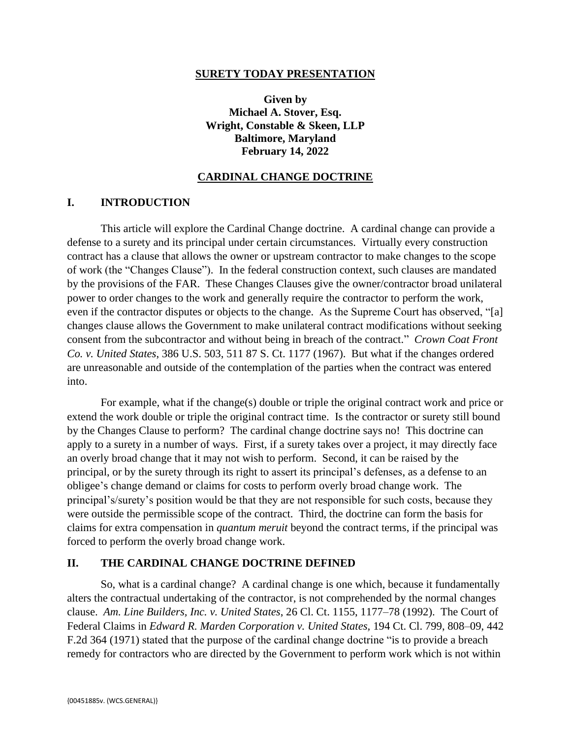**SURETY TODAY PRESENTATION**

**Given by**
**Michael A. Stover, Esq.**
**Wright, Constable & Skeen, LLP**
**Baltimore, Maryland**
**February 14, 2022**

**CARDINAL CHANGE DOCTRINE**

## I. INTRODUCTION

This article will explore the Cardinal Change doctrine. A cardinal change can provide a defense to a surety and its principal under certain circumstances. Virtually every construction contract has a clause that allows the owner or upstream contractor to make changes to the scope of work (the "Changes Clause"). In the federal construction context, such clauses are mandated by the provisions of the FAR. These Changes Clauses give the owner/contractor broad unilateral power to order changes to the work and generally require the contractor to perform the work, even if the contractor disputes or objects to the change. As the Supreme Court has observed, "[a] changes clause allows the Government to make unilateral contract modifications without seeking consent from the subcontractor and without being in breach of the contract." *Crown Coat Front Co. v. United States*, 386 U.S. 503, 511 87 S. Ct. 1177 (1967). But what if the changes ordered are unreasonable and outside of the contemplation of the parties when the contract was entered into.

For example, what if the change(s) double or triple the original contract work and price or extend the work double or triple the original contract time. Is the contractor or surety still bound by the Changes Clause to perform? The cardinal change doctrine says no! This doctrine can apply to a surety in a number of ways. First, if a surety takes over a project, it may directly face an overly broad change that it may not wish to perform. Second, it can be raised by the principal, or by the surety through its right to assert its principal's defenses, as a defense to an obligee's change demand or claims for costs to perform overly broad change work. The principal's/surety's position would be that they are not responsible for such costs, because they were outside the permissible scope of the contract. Third, the doctrine can form the basis for claims for extra compensation in *quantum meruit* beyond the contract terms, if the principal was forced to perform the overly broad change work.

## II. THE CARDINAL CHANGE DOCTRINE DEFINED

So, what is a cardinal change? A cardinal change is one which, because it fundamentally alters the contractual undertaking of the contractor, is not comprehended by the normal changes clause. *Am. Line Builders, Inc. v. United States*, 26 Cl. Ct. 1155, 1177–78 (1992). The Court of Federal Claims in *Edward R. Marden Corporation v. United States*, 194 Ct. Cl. 799, 808–09, 442 F.2d 364 (1971) stated that the purpose of the cardinal change doctrine "is to provide a breach remedy for contractors who are directed by the Government to perform work which is not within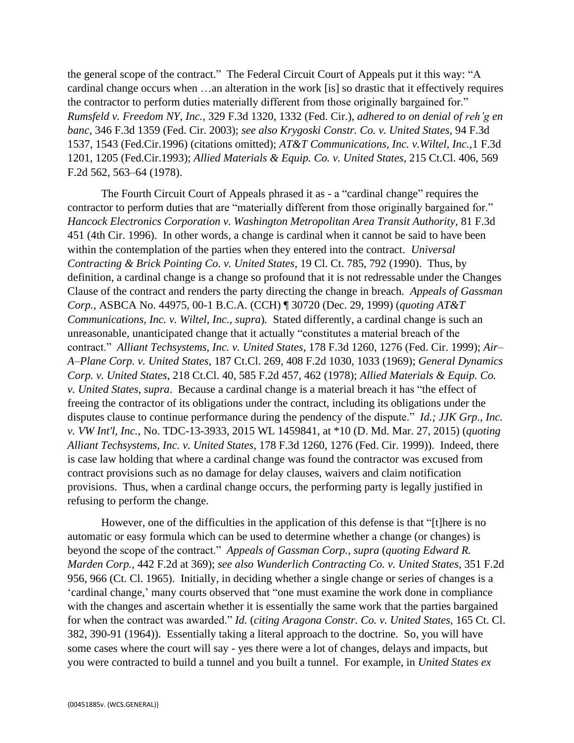the general scope of the contract." The Federal Circuit Court of Appeals put it this way: "A cardinal change occurs when …an alteration in the work [is] so drastic that it effectively requires the contractor to perform duties materially different from those originally bargained for." *Rumsfeld v. Freedom NY, Inc.*, 329 F.3d 1320, 1332 (Fed. Cir.), *adhered to on denial of reh'g en banc*, 346 F.3d 1359 (Fed. Cir. 2003); *see also Krygoski Constr. Co. v. United States*, 94 F.3d 1537, 1543 (Fed.Cir.1996) (citations omitted); *AT&T Communications, Inc. v.Wiltel, Inc.,*1 F.3d 1201, 1205 (Fed.Cir.1993); *Allied Materials & Equip. Co. v. United States*, 215 Ct.Cl. 406, 569 F.2d 562, 563–64 (1978).

The Fourth Circuit Court of Appeals phrased it as - a "cardinal change" requires the contractor to perform duties that are "materially different from those originally bargained for." *Hancock Electronics Corporation v. Washington Metropolitan Area Transit Authority*, 81 F.3d 451 (4th Cir. 1996). In other words, a change is cardinal when it cannot be said to have been within the contemplation of the parties when they entered into the contract. *Universal Contracting & Brick Pointing Co. v. United States*, 19 Cl. Ct. 785, 792 (1990). Thus, by definition, a cardinal change is a change so profound that it is not redressable under the Changes Clause of the contract and renders the party directing the change in breach. *Appeals of Gassman Corp.,* ASBCA No. 44975, 00-1 B.C.A. (CCH) ¶ 30720 (Dec. 29, 1999) (*quoting AT&T Communications, Inc. v. Wiltel, Inc., supra*). Stated differently, a cardinal change is such an unreasonable, unanticipated change that it actually "constitutes a material breach of the contract." *Alliant Techsystems, Inc. v. United States*, 178 F.3d 1260, 1276 (Fed. Cir. 1999); *Air–A–Plane Corp. v. United States*, 187 Ct.Cl. 269, 408 F.2d 1030, 1033 (1969); *General Dynamics Corp. v. United States*, 218 Ct.Cl. 40, 585 F.2d 457, 462 (1978); *Allied Materials & Equip. Co. v. United States, supra*. Because a cardinal change is a material breach it has "the effect of freeing the contractor of its obligations under the contract, including its obligations under the disputes clause to continue performance during the pendency of the dispute." *Id.; JJK Grp., Inc. v. VW Int'l, Inc.*, No. TDC-13-3933, 2015 WL 1459841, at *10 (D. Md. Mar. 27, 2015) (*quoting Alliant Techsystems, Inc. v. United States*, 178 F.3d 1260, 1276 (Fed. Cir. 1999)). Indeed, there is case law holding that where a cardinal change was found the contractor was excused from contract provisions such as no damage for delay clauses, waivers and claim notification provisions. Thus, when a cardinal change occurs, the performing party is legally justified in refusing to perform the change.

However, one of the difficulties in the application of this defense is that "[t]here is no automatic or easy formula which can be used to determine whether a change (or changes) is beyond the scope of the contract." *Appeals of Gassman Corp., supra* (*quoting Edward R. Marden Corp.*, 442 F.2d at 369); *see also Wunderlich Contracting Co. v. United States*, 351 F.2d 956, 966 (Ct. Cl. 1965). Initially, in deciding whether a single change or series of changes is a 'cardinal change,' many courts observed that "one must examine the work done in compliance with the changes and ascertain whether it is essentially the same work that the parties bargained for when the contract was awarded." *Id.* (*citing Aragona Constr. Co. v. United States*, 165 Ct. Cl. 382, 390-91 (1964)). Essentially taking a literal approach to the doctrine. So, you will have some cases where the court will say - yes there were a lot of changes, delays and impacts, but you were contracted to build a tunnel and you built a tunnel. For example, in *United States ex*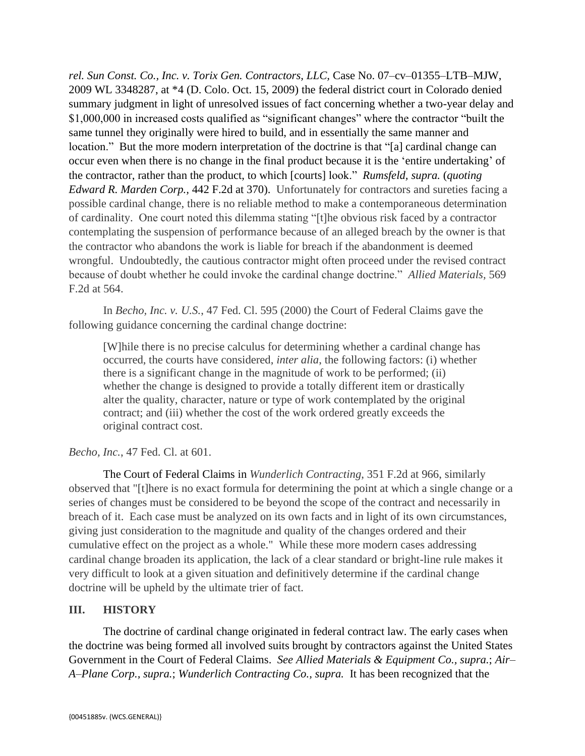*rel. Sun Const. Co., Inc. v. Torix Gen. Contractors, LLC,* Case No. 07–cv–01355–LTB–MJW, 2009 WL 3348287, at *4 (D. Colo. Oct. 15, 2009) the federal district court in Colorado denied summary judgment in light of unresolved issues of fact concerning whether a two-year delay and $1,000,000 in increased costs qualified as "significant changes" where the contractor "built the same tunnel they originally were hired to build, and in essentially the same manner and location." But the more modern interpretation of the doctrine is that "[a] cardinal change can occur even when there is no change in the final product because it is the 'entire undertaking' of the contractor, rather than the product, to which [courts] look." *Rumsfeld, supra.* (*quoting Edward R. Marden Corp.,* 442 F.2d at 370). Unfortunately for contractors and sureties facing a possible cardinal change, there is no reliable method to make a contemporaneous determination of cardinality. One court noted this dilemma stating "[t]he obvious risk faced by a contractor contemplating the suspension of performance because of an alleged breach by the owner is that the contractor who abandons the work is liable for breach if the abandonment is deemed wrongful. Undoubtedly, the cautious contractor might often proceed under the revised contract because of doubt whether he could invoke the cardinal change doctrine." *Allied Materials,* 569 F.2d at 564.

In *Becho, Inc. v. U.S.*, 47 Fed. Cl. 595 (2000) the Court of Federal Claims gave the following guidance concerning the cardinal change doctrine:

> [W]hile there is no precise calculus for determining whether a cardinal change has occurred, the courts have considered, *inter alia*, the following factors: (i) whether there is a significant change in the magnitude of work to be performed; (ii) whether the change is designed to provide a totally different item or drastically alter the quality, character, nature or type of work contemplated by the original contract; and (iii) whether the cost of the work ordered greatly exceeds the original contract cost.

*Becho, Inc.*, 47 Fed. Cl. at 601.

The Court of Federal Claims in *Wunderlich Contracting*, 351 F.2d at 966, similarly observed that "[t]here is no exact formula for determining the point at which a single change or a series of changes must be considered to be beyond the scope of the contract and necessarily in breach of it. Each case must be analyzed on its own facts and in light of its own circumstances, giving just consideration to the magnitude and quality of the changes ordered and their cumulative effect on the project as a whole." While these more modern cases addressing cardinal change broaden its application, the lack of a clear standard or bright-line rule makes it very difficult to look at a given situation and definitively determine if the cardinal change doctrine will be upheld by the ultimate trier of fact.

## III. HISTORY

The doctrine of cardinal change originated in federal contract law. The early cases when the doctrine was being formed all involved suits brought by contractors against the United States Government in the Court of Federal Claims. *See Allied Materials & Equipment Co., supra.*; *Air–A–Plane Corp., supra.*; *Wunderlich Contracting Co., supra.* It has been recognized that the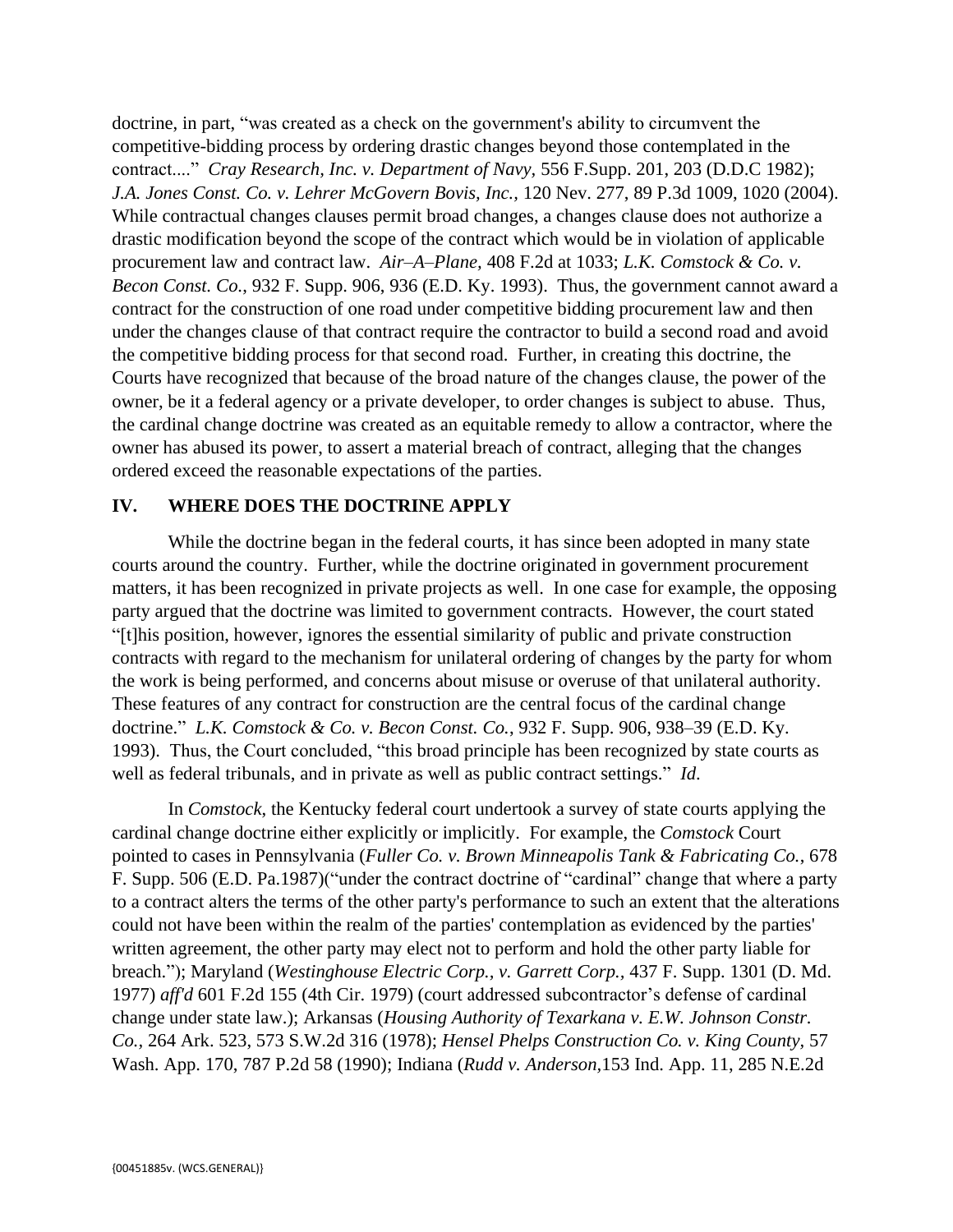doctrine, in part, "was created as a check on the government's ability to circumvent the competitive-bidding process by ordering drastic changes beyond those contemplated in the contract...." *Cray Research, Inc. v. Department of Navy,* 556 F.Supp. 201, 203 (D.D.C 1982); *J.A. Jones Const. Co. v. Lehrer McGovern Bovis, Inc.,* 120 Nev. 277, 89 P.3d 1009, 1020 (2004). While contractual changes clauses permit broad changes, a changes clause does not authorize a drastic modification beyond the scope of the contract which would be in violation of applicable procurement law and contract law. *Air–A–Plane,* 408 F.2d at 1033; *L.K. Comstock & Co. v. Becon Const. Co.*, 932 F. Supp. 906, 936 (E.D. Ky. 1993). Thus, the government cannot award a contract for the construction of one road under competitive bidding procurement law and then under the changes clause of that contract require the contractor to build a second road and avoid the competitive bidding process for that second road. Further, in creating this doctrine, the Courts have recognized that because of the broad nature of the changes clause, the power of the owner, be it a federal agency or a private developer, to order changes is subject to abuse. Thus, the cardinal change doctrine was created as an equitable remedy to allow a contractor, where the owner has abused its power, to assert a material breach of contract, alleging that the changes ordered exceed the reasonable expectations of the parties.

## IV. WHERE DOES THE DOCTRINE APPLY

While the doctrine began in the federal courts, it has since been adopted in many state courts around the country. Further, while the doctrine originated in government procurement matters, it has been recognized in private projects as well. In one case for example, the opposing party argued that the doctrine was limited to government contracts. However, the court stated "[t]his position, however, ignores the essential similarity of public and private construction contracts with regard to the mechanism for unilateral ordering of changes by the party for whom the work is being performed, and concerns about misuse or overuse of that unilateral authority. These features of any contract for construction are the central focus of the cardinal change doctrine." *L.K. Comstock & Co. v. Becon Const. Co.*, 932 F. Supp. 906, 938–39 (E.D. Ky. 1993). Thus, the Court concluded, "this broad principle has been recognized by state courts as well as federal tribunals, and in private as well as public contract settings." *Id*.

In *Comstock*, the Kentucky federal court undertook a survey of state courts applying the cardinal change doctrine either explicitly or implicitly. For example, the *Comstock* Court pointed to cases in Pennsylvania (*Fuller Co. v. Brown Minneapolis Tank & Fabricating Co.*, 678 F. Supp. 506 (E.D. Pa.1987)("under the contract doctrine of "cardinal" change that where a party to a contract alters the terms of the other party's performance to such an extent that the alterations could not have been within the realm of the parties' contemplation as evidenced by the parties' written agreement, the other party may elect not to perform and hold the other party liable for breach."); Maryland (*Westinghouse Electric Corp., v. Garrett Corp.,* 437 F. Supp. 1301 (D. Md. 1977) *aff'd* 601 F.2d 155 (4th Cir. 1979) (court addressed subcontractor's defense of cardinal change under state law.); Arkansas (*Housing Authority of Texarkana v. E.W. Johnson Constr. Co.,* 264 Ark. 523, 573 S.W.2d 316 (1978); *Hensel Phelps Construction Co. v. King County*, 57 Wash. App. 170, 787 P.2d 58 (1990); Indiana (*Rudd v. Anderson,*153 Ind. App. 11, 285 N.E.2d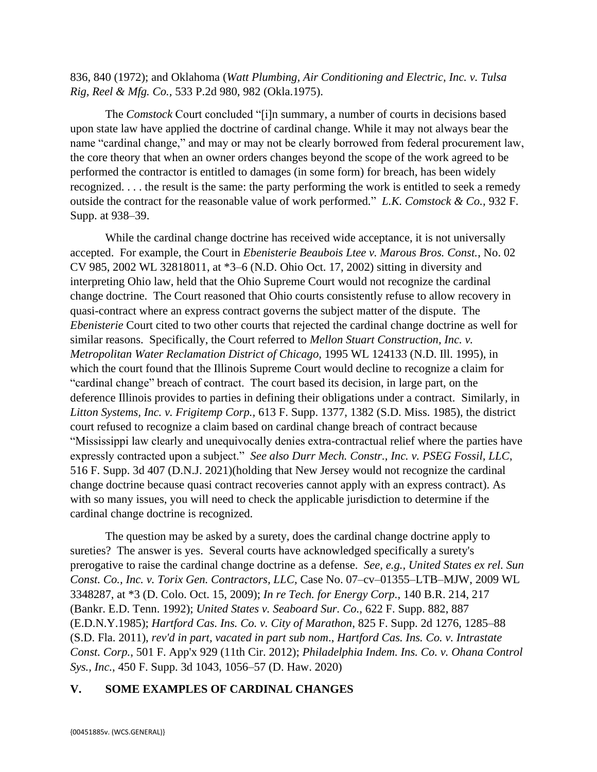836, 840 (1972); and Oklahoma (*Watt Plumbing, Air Conditioning and Electric, Inc. v. Tulsa Rig, Reel & Mfg. Co.*, 533 P.2d 980, 982 (Okla.1975).

The *Comstock* Court concluded "[i]n summary, a number of courts in decisions based upon state law have applied the doctrine of cardinal change. While it may not always bear the name "cardinal change," and may or may not be clearly borrowed from federal procurement law, the core theory that when an owner orders changes beyond the scope of the work agreed to be performed the contractor is entitled to damages (in some form) for breach, has been widely recognized. . . . the result is the same: the party performing the work is entitled to seek a remedy outside the contract for the reasonable value of work performed." *L.K. Comstock & Co.*, 932 F. Supp. at 938–39.

While the cardinal change doctrine has received wide acceptance, it is not universally accepted. For example, the Court in *Ebenisterie Beaubois Ltee v. Marous Bros. Const.*, No. 02 CV 985, 2002 WL 32818011, at *3–6 (N.D. Ohio Oct. 17, 2002) sitting in diversity and interpreting Ohio law, held that the Ohio Supreme Court would not recognize the cardinal change doctrine. The Court reasoned that Ohio courts consistently refuse to allow recovery in quasi-contract where an express contract governs the subject matter of the dispute. The *Ebenisterie* Court cited to two other courts that rejected the cardinal change doctrine as well for similar reasons. Specifically, the Court referred to *Mellon Stuart Construction, Inc. v. Metropolitan Water Reclamation District of Chicago*, 1995 WL 124133 (N.D. Ill. 1995), in which the court found that the Illinois Supreme Court would decline to recognize a claim for "cardinal change" breach of contract. The court based its decision, in large part, on the deference Illinois provides to parties in defining their obligations under a contract. Similarly, in *Litton Systems, Inc. v. Frigitemp Corp.*, 613 F. Supp. 1377, 1382 (S.D. Miss. 1985), the district court refused to recognize a claim based on cardinal change breach of contract because "Mississippi law clearly and unequivocally denies extra-contractual relief where the parties have expressly contracted upon a subject." *See also Durr Mech. Constr., Inc. v. PSEG Fossil, LLC*, 516 F. Supp. 3d 407 (D.N.J. 2021)(holding that New Jersey would not recognize the cardinal change doctrine because quasi contract recoveries cannot apply with an express contract). As with so many issues, you will need to check the applicable jurisdiction to determine if the cardinal change doctrine is recognized.

The question may be asked by a surety, does the cardinal change doctrine apply to sureties? The answer is yes. Several courts have acknowledged specifically a surety's prerogative to raise the cardinal change doctrine as a defense. *See, e.g., United States ex rel. Sun Const. Co., Inc. v. Torix Gen. Contractors, LLC*, Case No. 07–cv–01355–LTB–MJW, 2009 WL 3348287, at *3 (D. Colo. Oct. 15, 2009); *In re Tech. for Energy Corp.*, 140 B.R. 214, 217 (Bankr. E.D. Tenn. 1992); *United States v. Seaboard Sur. Co.*, 622 F. Supp. 882, 887 (E.D.N.Y.1985); *Hartford Cas. Ins. Co. v. City of Marathon*, 825 F. Supp. 2d 1276, 1285–88 (S.D. Fla. 2011), *rev'd in part, vacated in part sub nom*., *Hartford Cas. Ins. Co. v. Intrastate Const. Corp.*, 501 F. App'x 929 (11th Cir. 2012); *Philadelphia Indem. Ins. Co. v. Ohana Control Sys., Inc.*, 450 F. Supp. 3d 1043, 1056–57 (D. Haw. 2020)

## V. SOME EXAMPLES OF CARDINAL CHANGES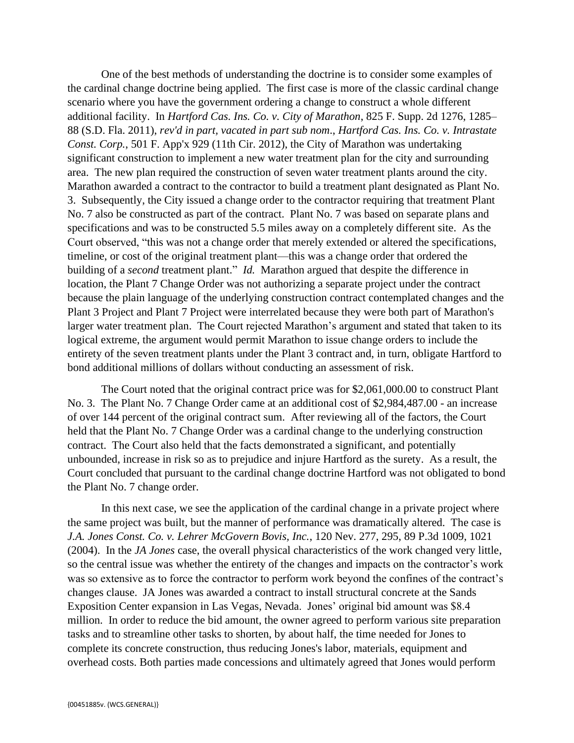One of the best methods of understanding the doctrine is to consider some examples of the cardinal change doctrine being applied. The first case is more of the classic cardinal change scenario where you have the government ordering a change to construct a whole different additional facility. In *Hartford Cas. Ins. Co. v. City of Marathon*, 825 F. Supp. 2d 1276, 1285–88 (S.D. Fla. 2011), *rev'd in part, vacated in part sub nom*., *Hartford Cas. Ins. Co. v. Intrastate Const. Corp.*, 501 F. App'x 929 (11th Cir. 2012), the City of Marathon was undertaking significant construction to implement a new water treatment plan for the city and surrounding area. The new plan required the construction of seven water treatment plants around the city. Marathon awarded a contract to the contractor to build a treatment plant designated as Plant No. 3. Subsequently, the City issued a change order to the contractor requiring that treatment Plant No. 7 also be constructed as part of the contract. Plant No. 7 was based on separate plans and specifications and was to be constructed 5.5 miles away on a completely different site. As the Court observed, "this was not a change order that merely extended or altered the specifications, timeline, or cost of the original treatment plant—this was a change order that ordered the building of a *second* treatment plant." *Id.* Marathon argued that despite the difference in location, the Plant 7 Change Order was not authorizing a separate project under the contract because the plain language of the underlying construction contract contemplated changes and the Plant 3 Project and Plant 7 Project were interrelated because they were both part of Marathon's larger water treatment plan. The Court rejected Marathon's argument and stated that taken to its logical extreme, the argument would permit Marathon to issue change orders to include the entirety of the seven treatment plants under the Plant 3 contract and, in turn, obligate Hartford to bond additional millions of dollars without conducting an assessment of risk.

The Court noted that the original contract price was for $2,061,000.00 to construct Plant No. 3. The Plant No. 7 Change Order came at an additional cost of $2,984,487.00 - an increase of over 144 percent of the original contract sum. After reviewing all of the factors, the Court held that the Plant No. 7 Change Order was a cardinal change to the underlying construction contract. The Court also held that the facts demonstrated a significant, and potentially unbounded, increase in risk so as to prejudice and injure Hartford as the surety. As a result, the Court concluded that pursuant to the cardinal change doctrine Hartford was not obligated to bond the Plant No. 7 change order.

In this next case, we see the application of the cardinal change in a private project where the same project was built, but the manner of performance was dramatically altered. The case is *J.A. Jones Const. Co. v. Lehrer McGovern Bovis, Inc.*, 120 Nev. 277, 295, 89 P.3d 1009, 1021 (2004). In the *JA Jones* case, the overall physical characteristics of the work changed very little, so the central issue was whether the entirety of the changes and impacts on the contractor's work was so extensive as to force the contractor to perform work beyond the confines of the contract's changes clause. JA Jones was awarded a contract to install structural concrete at the Sands Exposition Center expansion in Las Vegas, Nevada. Jones' original bid amount was $8.4 million. In order to reduce the bid amount, the owner agreed to perform various site preparation tasks and to streamline other tasks to shorten, by about half, the time needed for Jones to complete its concrete construction, thus reducing Jones's labor, materials, equipment and overhead costs. Both parties made concessions and ultimately agreed that Jones would perform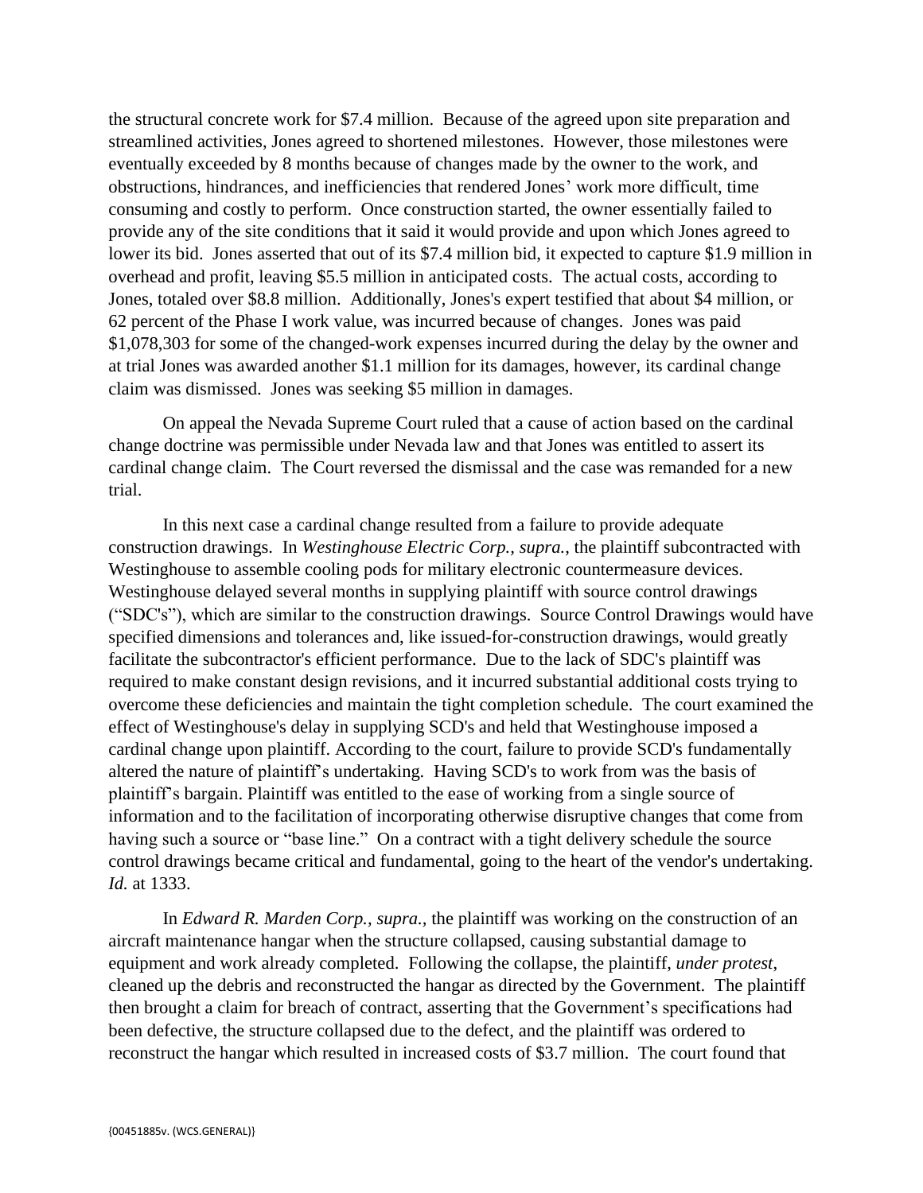the structural concrete work for $7.4 million. Because of the agreed upon site preparation and streamlined activities, Jones agreed to shortened milestones. However, those milestones were eventually exceeded by 8 months because of changes made by the owner to the work, and obstructions, hindrances, and inefficiencies that rendered Jones' work more difficult, time consuming and costly to perform. Once construction started, the owner essentially failed to provide any of the site conditions that it said it would provide and upon which Jones agreed to lower its bid. Jones asserted that out of its $7.4 million bid, it expected to capture $1.9 million in overhead and profit, leaving $5.5 million in anticipated costs. The actual costs, according to Jones, totaled over $8.8 million. Additionally, Jones's expert testified that about $4 million, or 62 percent of the Phase I work value, was incurred because of changes. Jones was paid $1,078,303 for some of the changed-work expenses incurred during the delay by the owner and at trial Jones was awarded another $1.1 million for its damages, however, its cardinal change claim was dismissed. Jones was seeking $5 million in damages.

On appeal the Nevada Supreme Court ruled that a cause of action based on the cardinal change doctrine was permissible under Nevada law and that Jones was entitled to assert its cardinal change claim. The Court reversed the dismissal and the case was remanded for a new trial.

In this next case a cardinal change resulted from a failure to provide adequate construction drawings. In *Westinghouse Electric Corp., supra.*, the plaintiff subcontracted with Westinghouse to assemble cooling pods for military electronic countermeasure devices. Westinghouse delayed several months in supplying plaintiff with source control drawings ("SDC's"), which are similar to the construction drawings. Source Control Drawings would have specified dimensions and tolerances and, like issued-for-construction drawings, would greatly facilitate the subcontractor's efficient performance. Due to the lack of SDC's plaintiff was required to make constant design revisions, and it incurred substantial additional costs trying to overcome these deficiencies and maintain the tight completion schedule. The court examined the effect of Westinghouse's delay in supplying SCD's and held that Westinghouse imposed a cardinal change upon plaintiff. According to the court, failure to provide SCD's fundamentally altered the nature of plaintiff's undertaking. Having SCD's to work from was the basis of plaintiff's bargain. Plaintiff was entitled to the ease of working from a single source of information and to the facilitation of incorporating otherwise disruptive changes that come from having such a source or "base line." On a contract with a tight delivery schedule the source control drawings became critical and fundamental, going to the heart of the vendor's undertaking. *Id.* at 1333.

In *Edward R. Marden Corp., supra.*, the plaintiff was working on the construction of an aircraft maintenance hangar when the structure collapsed, causing substantial damage to equipment and work already completed. Following the collapse, the plaintiff, *under protest*, cleaned up the debris and reconstructed the hangar as directed by the Government. The plaintiff then brought a claim for breach of contract, asserting that the Government's specifications had been defective, the structure collapsed due to the defect, and the plaintiff was ordered to reconstruct the hangar which resulted in increased costs of $3.7 million. The court found that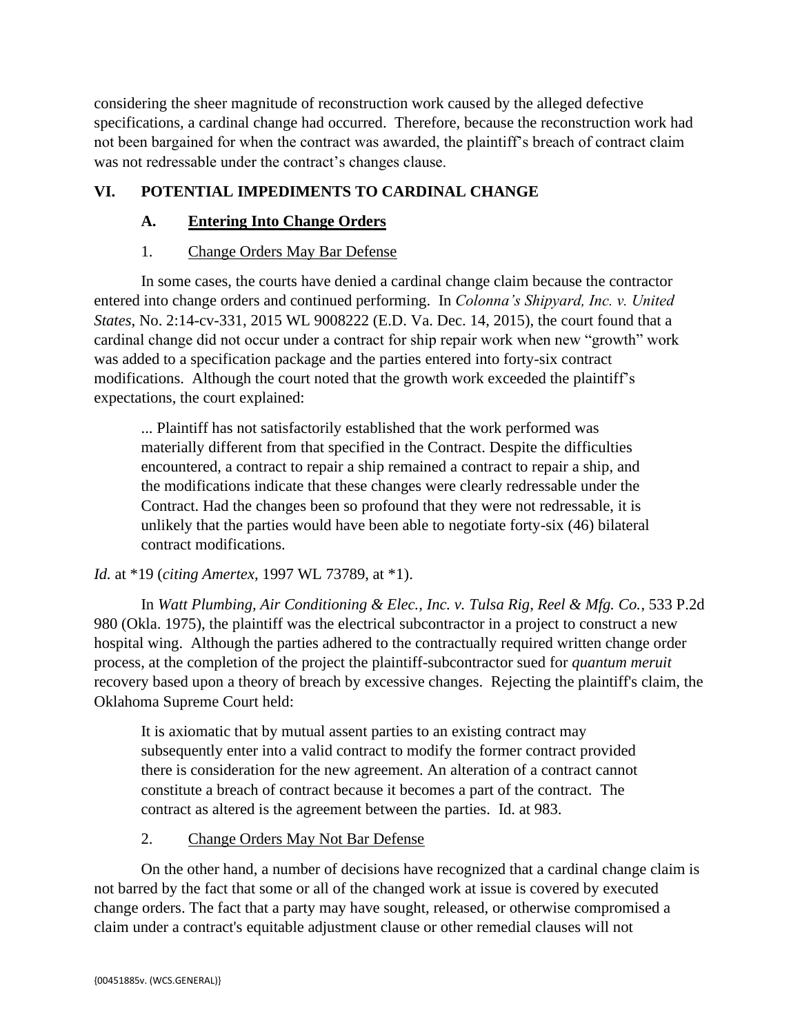considering the sheer magnitude of reconstruction work caused by the alleged defective specifications, a cardinal change had occurred. Therefore, because the reconstruction work had not been bargained for when the contract was awarded, the plaintiff's breach of contract claim was not redressable under the contract's changes clause.

## VI. POTENTIAL IMPEDIMENTS TO CARDINAL CHANGE

### A. Entering Into Change Orders

#### 1. Change Orders May Bar Defense

In some cases, the courts have denied a cardinal change claim because the contractor entered into change orders and continued performing. In *Colonna's Shipyard, Inc. v. United States*, No. 2:14-cv-331, 2015 WL 9008222 (E.D. Va. Dec. 14, 2015), the court found that a cardinal change did not occur under a contract for ship repair work when new "growth" work was added to a specification package and the parties entered into forty-six contract modifications. Although the court noted that the growth work exceeded the plaintiff's expectations, the court explained:

> ... Plaintiff has not satisfactorily established that the work performed was materially different from that specified in the Contract. Despite the difficulties encountered, a contract to repair a ship remained a contract to repair a ship, and the modifications indicate that these changes were clearly redressable under the Contract. Had the changes been so profound that they were not redressable, it is unlikely that the parties would have been able to negotiate forty-six (46) bilateral contract modifications.

*Id.* at *19 (*citing Amertex*, 1997 WL 73789, at *1).

In *Watt Plumbing, Air Conditioning & Elec., Inc. v. Tulsa Rig, Reel & Mfg. Co.*, 533 P.2d 980 (Okla. 1975), the plaintiff was the electrical subcontractor in a project to construct a new hospital wing. Although the parties adhered to the contractually required written change order process, at the completion of the project the plaintiff-subcontractor sued for *quantum meruit* recovery based upon a theory of breach by excessive changes. Rejecting the plaintiff's claim, the Oklahoma Supreme Court held:

> It is axiomatic that by mutual assent parties to an existing contract may subsequently enter into a valid contract to modify the former contract provided there is consideration for the new agreement. An alteration of a contract cannot constitute a breach of contract because it becomes a part of the contract. The contract as altered is the agreement between the parties. Id. at 983.

#### 2. Change Orders May Not Bar Defense

On the other hand, a number of decisions have recognized that a cardinal change claim is not barred by the fact that some or all of the changed work at issue is covered by executed change orders. The fact that a party may have sought, released, or otherwise compromised a claim under a contract's equitable adjustment clause or other remedial clauses will not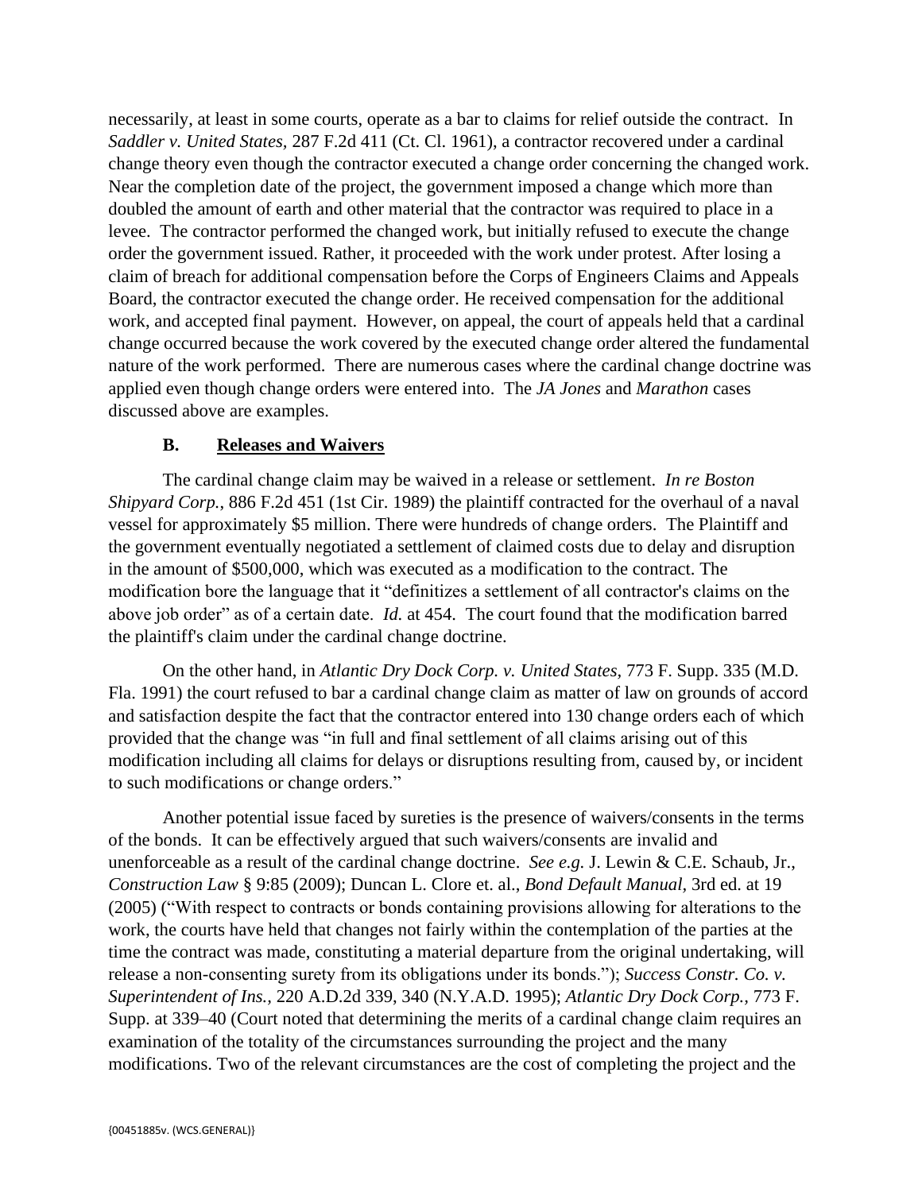necessarily, at least in some courts, operate as a bar to claims for relief outside the contract. In *Saddler v. United States*, 287 F.2d 411 (Ct. Cl. 1961), a contractor recovered under a cardinal change theory even though the contractor executed a change order concerning the changed work. Near the completion date of the project, the government imposed a change which more than doubled the amount of earth and other material that the contractor was required to place in a levee. The contractor performed the changed work, but initially refused to execute the change order the government issued. Rather, it proceeded with the work under protest. After losing a claim of breach for additional compensation before the Corps of Engineers Claims and Appeals Board, the contractor executed the change order. He received compensation for the additional work, and accepted final payment. However, on appeal, the court of appeals held that a cardinal change occurred because the work covered by the executed change order altered the fundamental nature of the work performed. There are numerous cases where the cardinal change doctrine was applied even though change orders were entered into. The *JA Jones* and *Marathon* cases discussed above are examples.

### B. <u>Releases and Waivers</u>

The cardinal change claim may be waived in a release or settlement. *In re Boston Shipyard Corp.,* 886 F.2d 451 (1st Cir. 1989) the plaintiff contracted for the overhaul of a naval vessel for approximately $5 million. There were hundreds of change orders. The Plaintiff and the government eventually negotiated a settlement of claimed costs due to delay and disruption in the amount of $500,000, which was executed as a modification to the contract. The modification bore the language that it "definitizes a settlement of all contractor's claims on the above job order" as of a certain date. *Id.* at 454. The court found that the modification barred the plaintiff's claim under the cardinal change doctrine.

On the other hand, in *Atlantic Dry Dock Corp. v. United States*, 773 F. Supp. 335 (M.D. Fla. 1991) the court refused to bar a cardinal change claim as matter of law on grounds of accord and satisfaction despite the fact that the contractor entered into 130 change orders each of which provided that the change was "in full and final settlement of all claims arising out of this modification including all claims for delays or disruptions resulting from, caused by, or incident to such modifications or change orders."

Another potential issue faced by sureties is the presence of waivers/consents in the terms of the bonds. It can be effectively argued that such waivers/consents are invalid and unenforceable as a result of the cardinal change doctrine. *See e.g.* J. Lewin & C.E. Schaub, Jr., *Construction Law* § 9:85 (2009); Duncan L. Clore et. al., *Bond Default Manual,* 3rd ed. at 19 (2005) ("With respect to contracts or bonds containing provisions allowing for alterations to the work, the courts have held that changes not fairly within the contemplation of the parties at the time the contract was made, constituting a material departure from the original undertaking, will release a non-consenting surety from its obligations under its bonds."); *Success Constr. Co. v. Superintendent of Ins.*, 220 A.D.2d 339, 340 (N.Y.A.D. 1995); *Atlantic Dry Dock Corp.*, 773 F. Supp. at 339–40 (Court noted that determining the merits of a cardinal change claim requires an examination of the totality of the circumstances surrounding the project and the many modifications. Two of the relevant circumstances are the cost of completing the project and the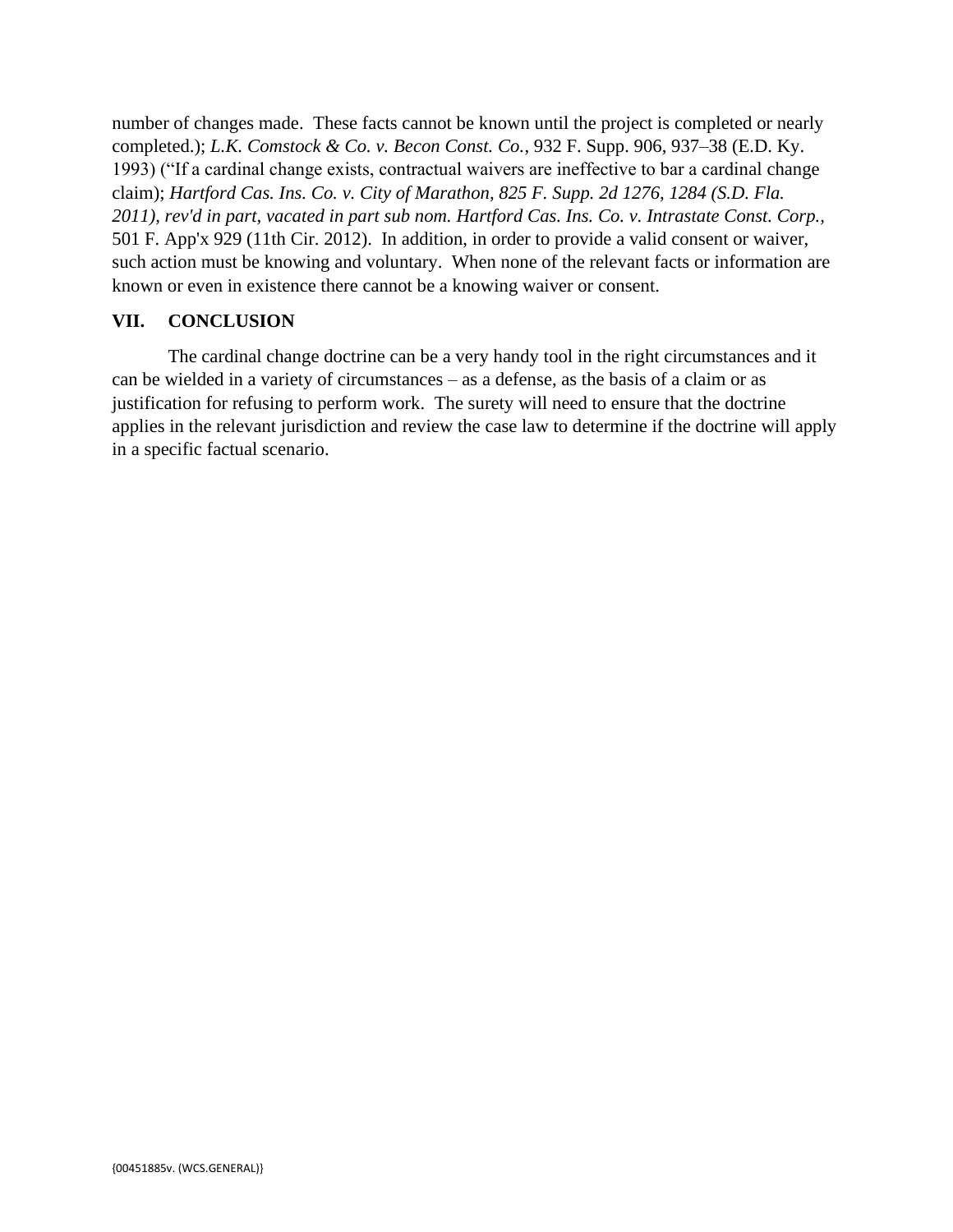number of changes made. These facts cannot be known until the project is completed or nearly completed.); *L.K. Comstock & Co. v. Becon Const. Co.*, 932 F. Supp. 906, 937–38 (E.D. Ky. 1993) ("If a cardinal change exists, contractual waivers are ineffective to bar a cardinal change claim); *Hartford Cas. Ins. Co. v. City of Marathon, 825 F. Supp. 2d 1276, 1284 (S.D. Fla. 2011), rev'd in part, vacated in part sub nom. Hartford Cas. Ins. Co. v. Intrastate Const. Corp.*, 501 F. App'x 929 (11th Cir. 2012). In addition, in order to provide a valid consent or waiver, such action must be knowing and voluntary. When none of the relevant facts or information are known or even in existence there cannot be a knowing waiver or consent.

## VII. CONCLUSION

The cardinal change doctrine can be a very handy tool in the right circumstances and it can be wielded in a variety of circumstances – as a defense, as the basis of a claim or as justification for refusing to perform work. The surety will need to ensure that the doctrine applies in the relevant jurisdiction and review the case law to determine if the doctrine will apply in a specific factual scenario.